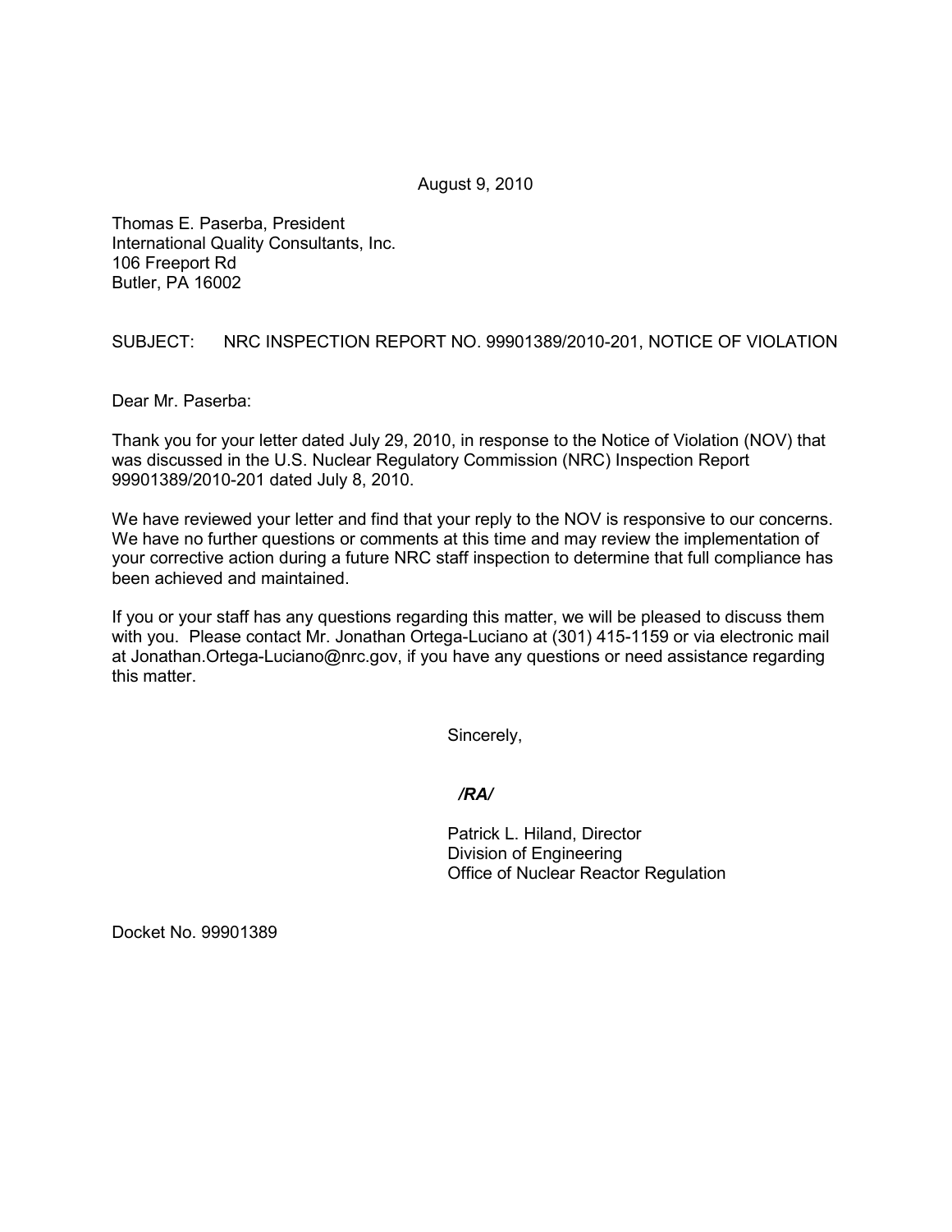August 9, 2010

Thomas E. Paserba, President
International Quality Consultants, Inc.
106 Freeport Rd
Butler, PA 16002

SUBJECT: NRC INSPECTION REPORT NO. 99901389/2010-201, NOTICE OF VIOLATION

Dear Mr. Paserba:

Thank you for your letter dated July 29, 2010, in response to the Notice of Violation (NOV) that was discussed in the U.S. Nuclear Regulatory Commission (NRC) Inspection Report 99901389/2010-201 dated July 8, 2010.

We have reviewed your letter and find that your reply to the NOV is responsive to our concerns. We have no further questions or comments at this time and may review the implementation of your corrective action during a future NRC staff inspection to determine that full compliance has been achieved and maintained.

If you or your staff has any questions regarding this matter, we will be pleased to discuss them with you. Please contact Mr. Jonathan Ortega-Luciano at (301) 415-1159 or via electronic mail at Jonathan.Ortega-Luciano@nrc.gov, if you have any questions or need assistance regarding this matter.

Sincerely,

***/RA/***

Patrick L. Hiland, Director
Division of Engineering
Office of Nuclear Reactor Regulation

Docket No. 99901389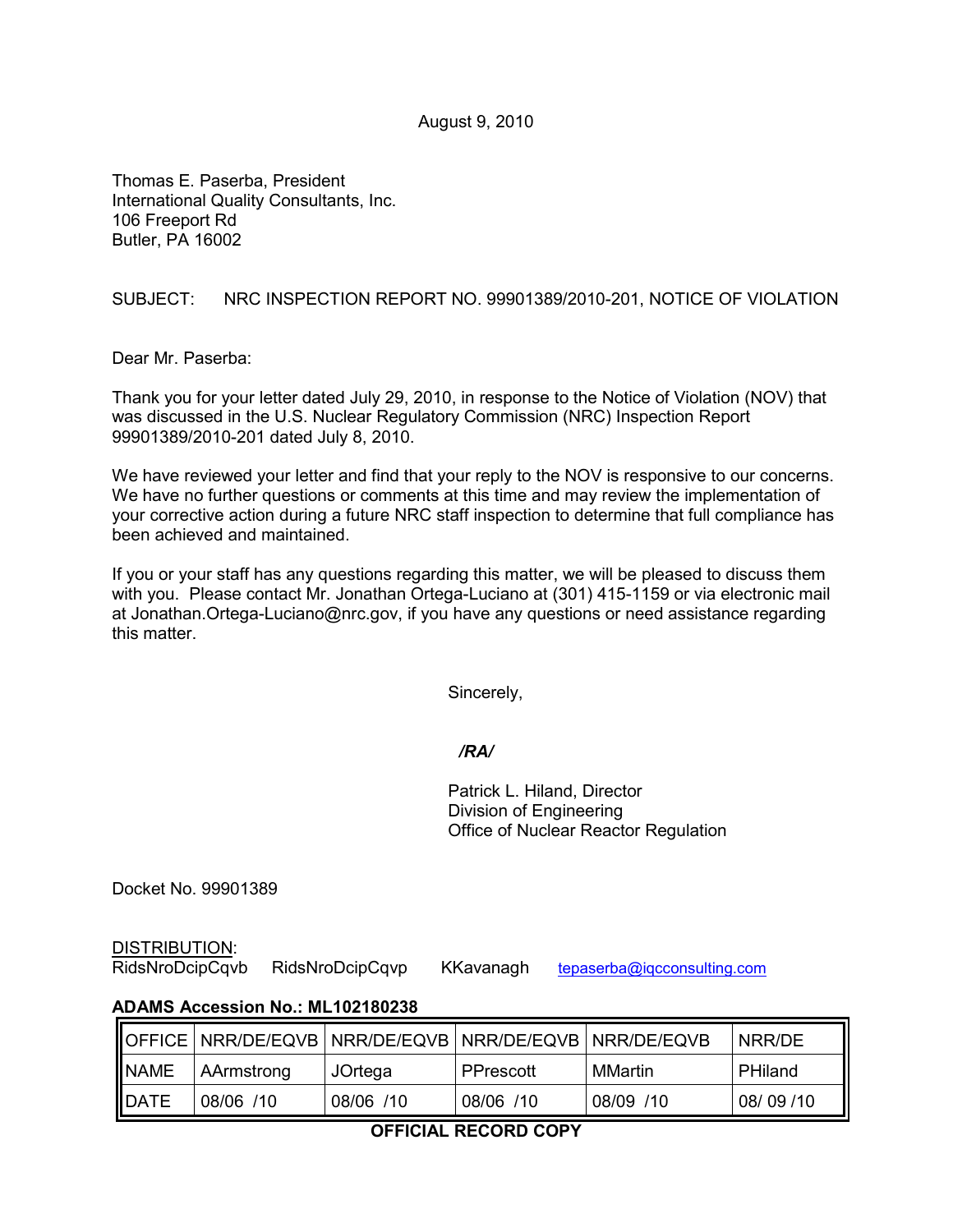August 9, 2010

Thomas E. Paserba, President
International Quality Consultants, Inc.
106 Freeport Rd
Butler, PA 16002

SUBJECT: NRC INSPECTION REPORT NO. 99901389/2010-201, NOTICE OF VIOLATION

Dear Mr. Paserba:

Thank you for your letter dated July 29, 2010, in response to the Notice of Violation (NOV) that was discussed in the U.S. Nuclear Regulatory Commission (NRC) Inspection Report 99901389/2010-201 dated July 8, 2010.

We have reviewed your letter and find that your reply to the NOV is responsive to our concerns. We have no further questions or comments at this time and may review the implementation of your corrective action during a future NRC staff inspection to determine that full compliance has been achieved and maintained.

If you or your staff has any questions regarding this matter, we will be pleased to discuss them with you. Please contact Mr. Jonathan Ortega-Luciano at (301) 415-1159 or via electronic mail at Jonathan.Ortega-Luciano@nrc.gov, if you have any questions or need assistance regarding this matter.

Sincerely,

*/RA/*

Patrick L. Hiland, Director
Division of Engineering
Office of Nuclear Reactor Regulation

Docket No. 99901389

DISTRIBUTION:
RidsNroDcipCqvb RidsNroDcipCqvp KKavanagh tepaserba@iqcconsulting.com

**ADAMS Accession No.: ML102180238**

| OFFICE | NRR/DE/EQVB | NRR/DE/EQVB | NRR/DE/EQVB | NRR/DE/EQVB | NRR/DE |
|---|---|---|---|---|---|
| NAME | AArmstrong | JOrtega | PPrescott | MMartin | PHiland |
| DATE | 08/06 /10 | 08/06 /10 | 08/06 /10 | 08/09 /10 | 08/ 09 /10 |

**OFFICIAL RECORD COPY**